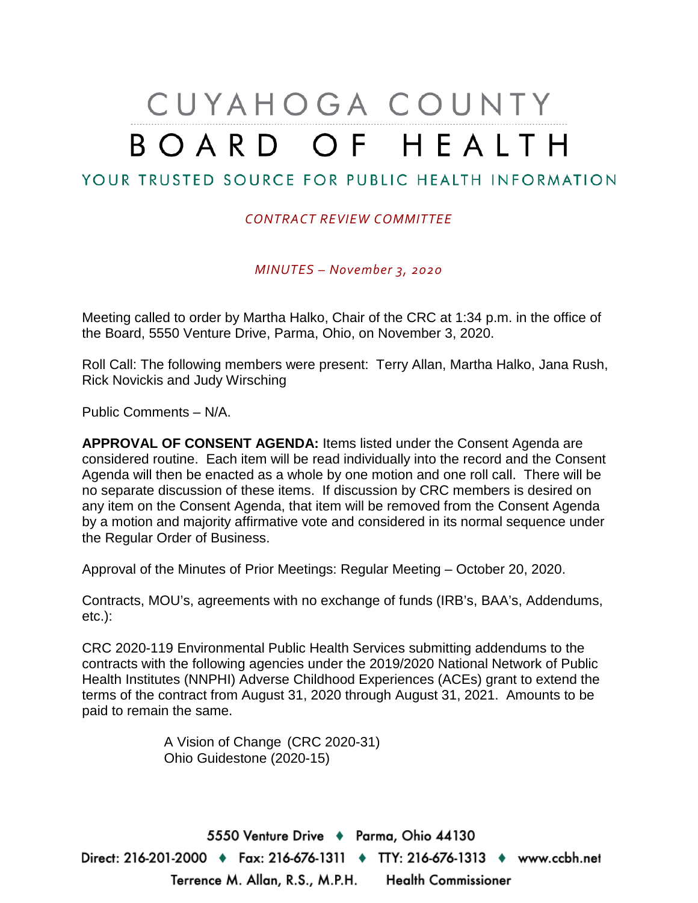# CUYAHOGA COUNTY BOARD OF HEALTH

## YOUR TRUSTED SOURCE FOR PUBLIC HEALTH INFORMATION

*CONTRACT REVIEW COMMITTEE*

*MINUTES – November 3, 2020*

Meeting called to order by Martha Halko, Chair of the CRC at 1:34 p.m. in the office of the Board, 5550 Venture Drive, Parma, Ohio, on November 3, 2020.

Roll Call: The following members were present: Terry Allan, Martha Halko, Jana Rush, Rick Novickis and Judy Wirsching

Public Comments – N/A.

**APPROVAL OF CONSENT AGENDA:** Items listed under the Consent Agenda are considered routine. Each item will be read individually into the record and the Consent Agenda will then be enacted as a whole by one motion and one roll call. There will be no separate discussion of these items. If discussion by CRC members is desired on any item on the Consent Agenda, that item will be removed from the Consent Agenda by a motion and majority affirmative vote and considered in its normal sequence under the Regular Order of Business.

Approval of the Minutes of Prior Meetings: Regular Meeting – October 20, 2020.

Contracts, MOU's, agreements with no exchange of funds (IRB's, BAA's, Addendums, etc.):

CRC 2020-119 Environmental Public Health Services submitting addendums to the contracts with the following agencies under the 2019/2020 National Network of Public Health Institutes (NNPHI) Adverse Childhood Experiences (ACEs) grant to extend the terms of the contract from August 31, 2020 through August 31, 2021. Amounts to be paid to remain the same.

A Vision of Change (CRC 2020-31)
Ohio Guidestone (2020-15)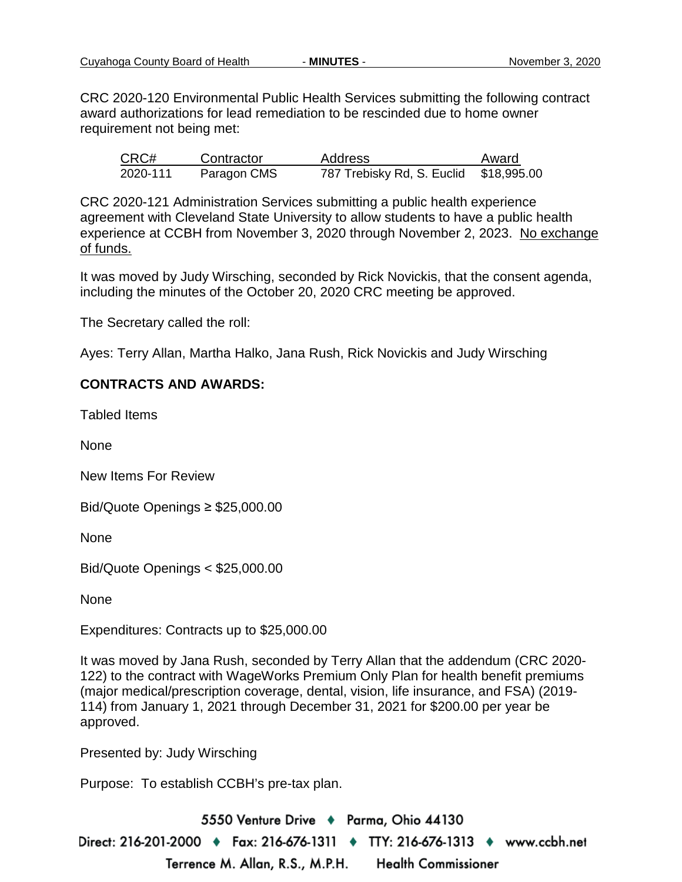CRC 2020-120 Environmental Public Health Services submitting the following contract award authorizations for lead remediation to be rescinded due to home owner requirement not being met:

| CRC# | Contractor | Address | Award |
| --- | --- | --- | --- |
| 2020-111 | Paragon CMS | 787 Trebisky Rd, S. Euclid | $18,995.00 |

CRC 2020-121 Administration Services submitting a public health experience agreement with Cleveland State University to allow students to have a public health experience at CCBH from November 3, 2020 through November 2, 2023. No exchange of funds.

It was moved by Judy Wirsching, seconded by Rick Novickis, that the consent agenda, including the minutes of the October 20, 2020 CRC meeting be approved.

The Secretary called the roll:

Ayes: Terry Allan, Martha Halko, Jana Rush, Rick Novickis and Judy Wirsching

**CONTRACTS AND AWARDS:**

Tabled Items

None

New Items For Review

Bid/Quote Openings ≥ $25,000.00

None

Bid/Quote Openings < $25,000.00

None

Expenditures: Contracts up to $25,000.00

It was moved by Jana Rush, seconded by Terry Allan that the addendum (CRC 2020-122) to the contract with WageWorks Premium Only Plan for health benefit premiums (major medical/prescription coverage, dental, vision, life insurance, and FSA) (2019-114) from January 1, 2021 through December 31, 2021 for $200.00 per year be approved.

Presented by: Judy Wirsching

Purpose: To establish CCBH's pre-tax plan.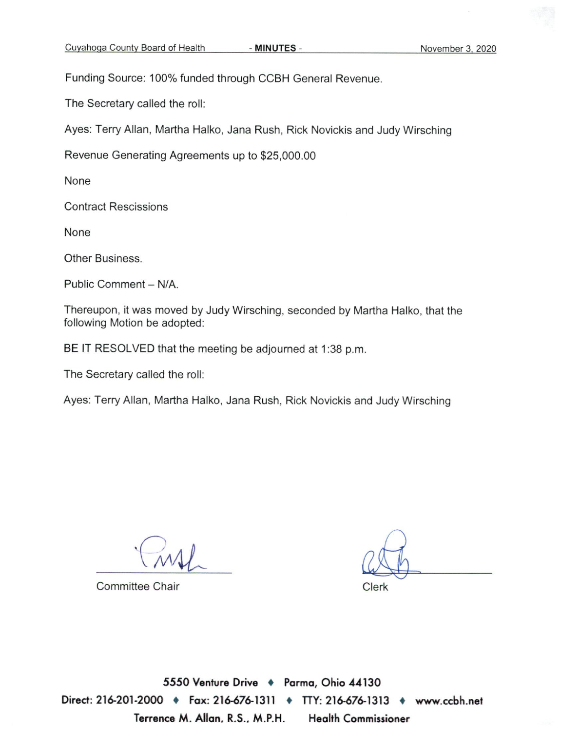Funding Source: 100% funded through CCBH General Revenue.

The Secretary called the roll:

Ayes: Terry Allan, Martha Halko, Jana Rush, Rick Novickis and Judy Wirsching

Revenue Generating Agreements up to $25,000.00

None

Contract Rescissions

None

Other Business.

Public Comment – N/A.

Thereupon, it was moved by Judy Wirsching, seconded by Martha Halko, that the following Motion be adopted:

BE IT RESOLVED that the meeting be adjourned at 1:38 p.m.

The Secretary called the roll:

Ayes: Terry Allan, Martha Halko, Jana Rush, Rick Novickis and Judy Wirsching

Committee Chair

Clerk